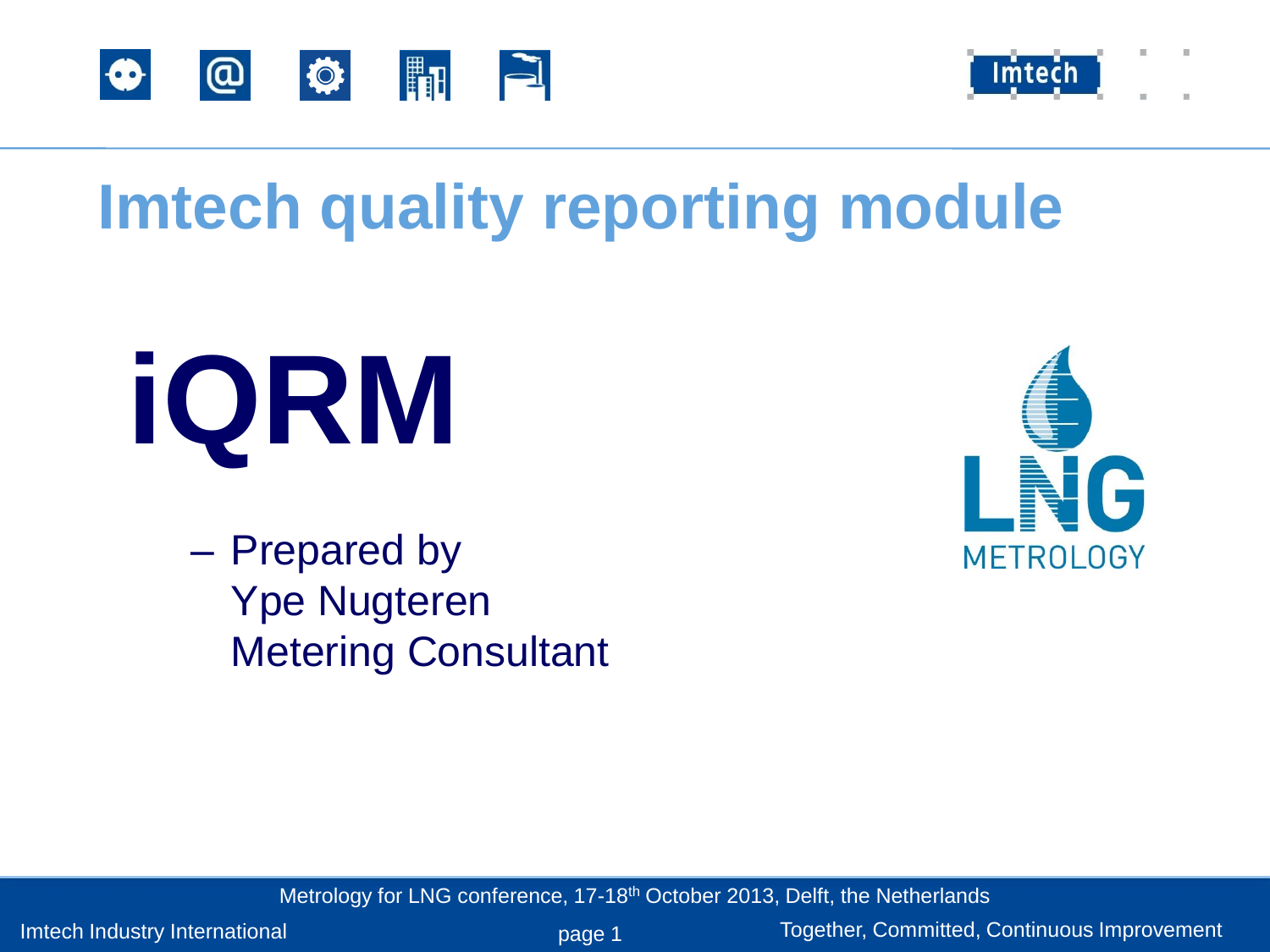# Imtech quality reporting module

# iQRM

- Prepared by
  Ype Nugteren
  Metering Consultant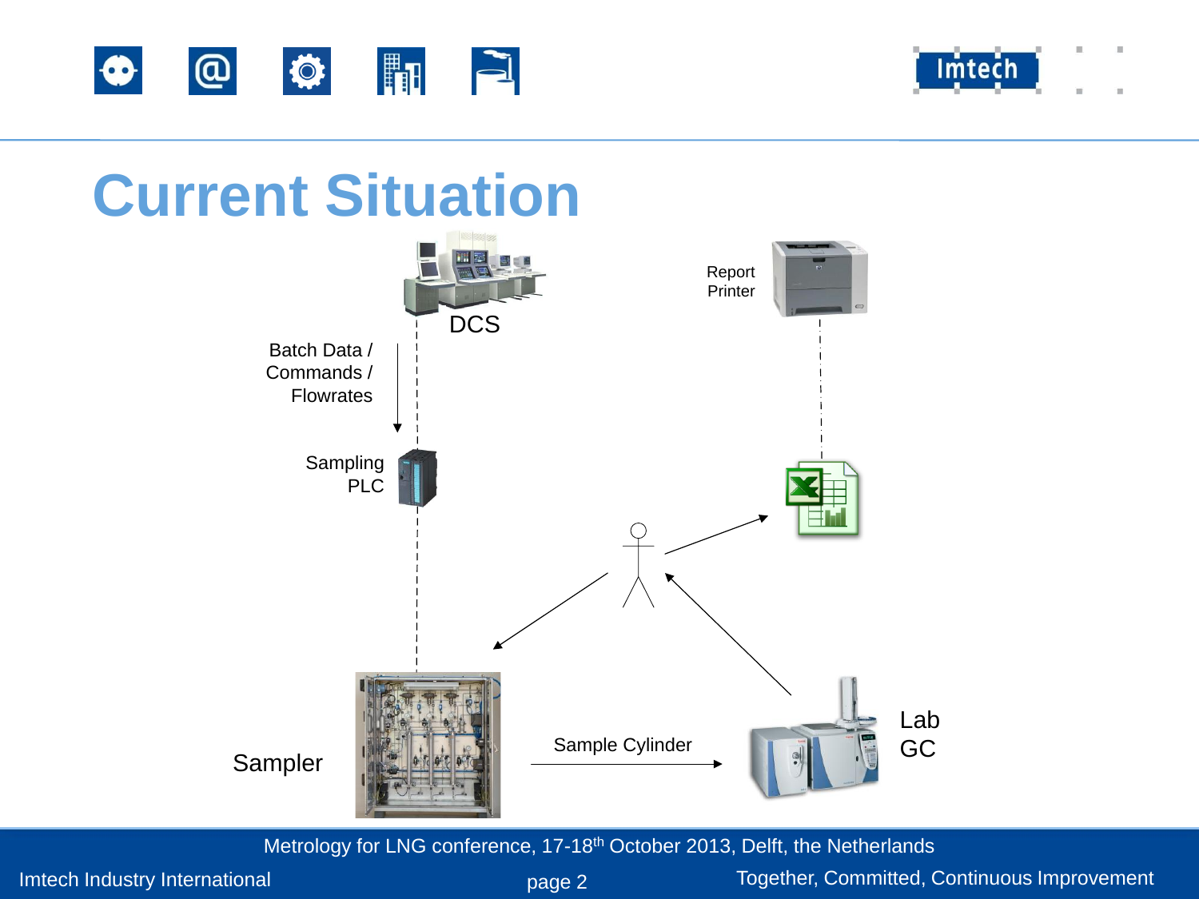# Current Situation

DCS

Batch Data / Commands / Flowrates

Sampling PLC

Report Printer

Sampler

Sample Cylinder

Lab GC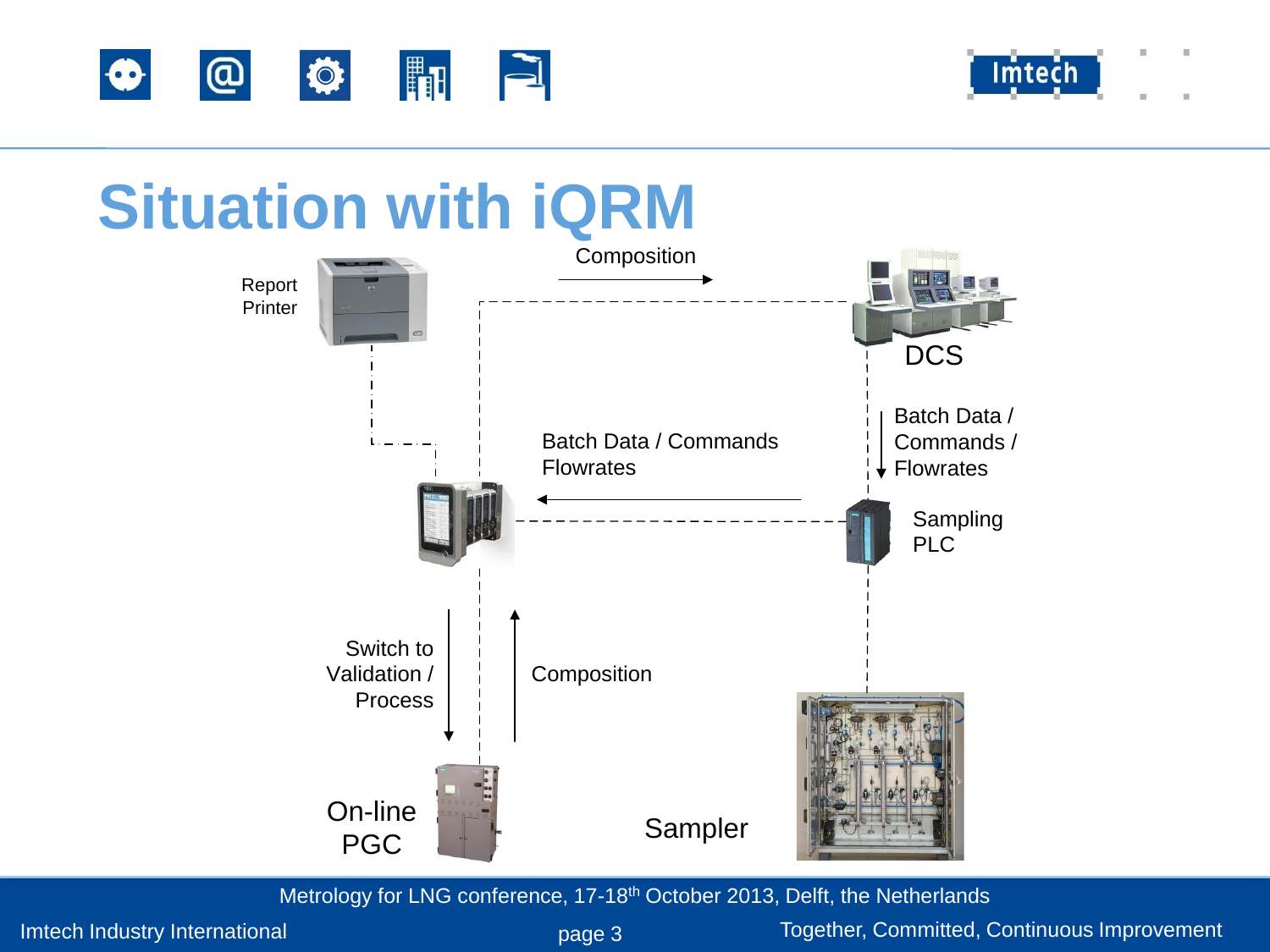# Situation with iQRM

Report Printer

Composition

DCS

Batch Data / Commands Flowrates

Batch Data / Commands / Flowrates

Sampling PLC

Switch to Validation / Process

Composition

On-line PGC

Sampler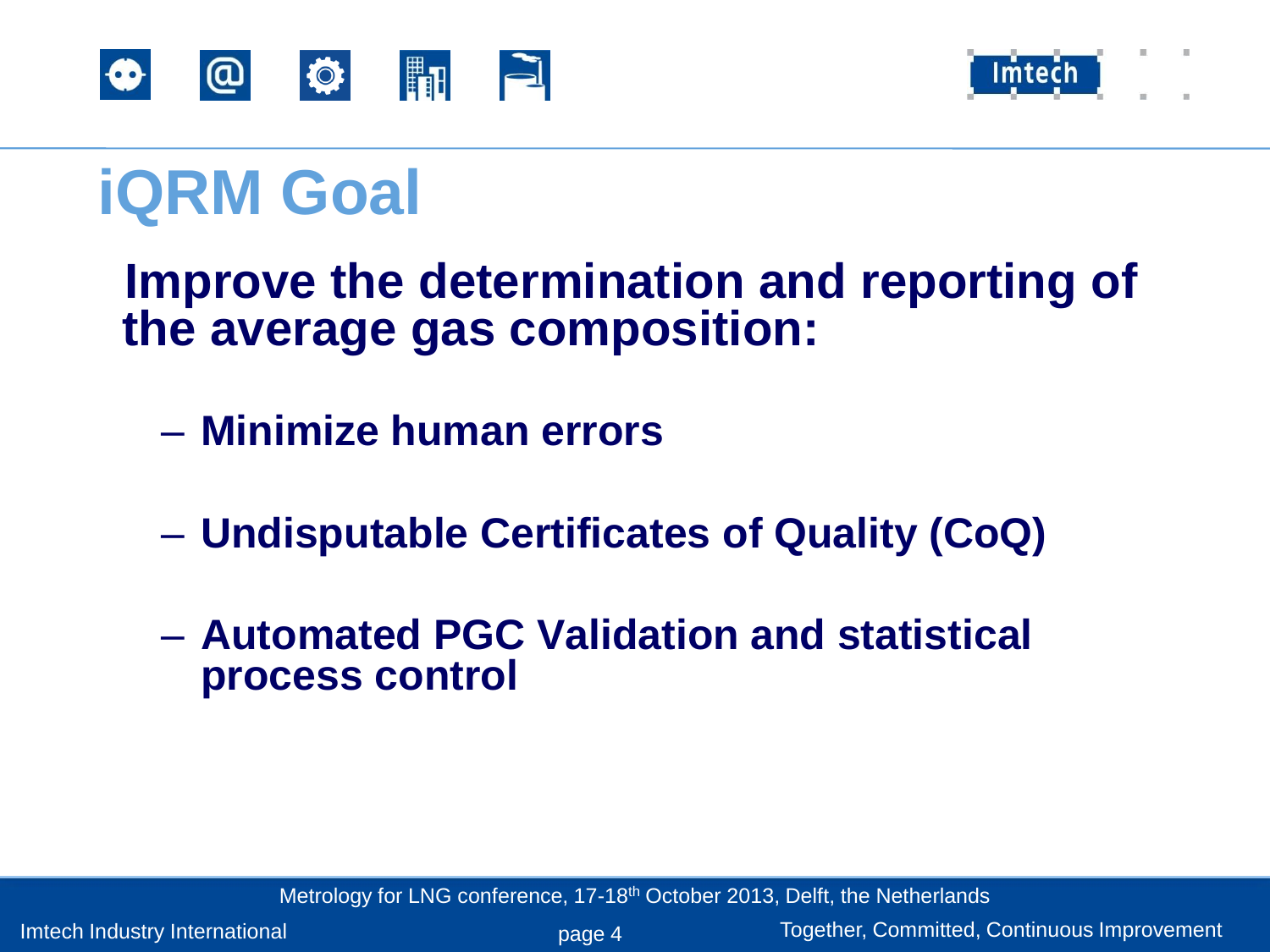# iQRM Goal

**Improve the determination and reporting of the average gas composition:**

- **Minimize human errors**
- **Undisputable Certificates of Quality (CoQ)**
- **Automated PGC Validation and statistical process control**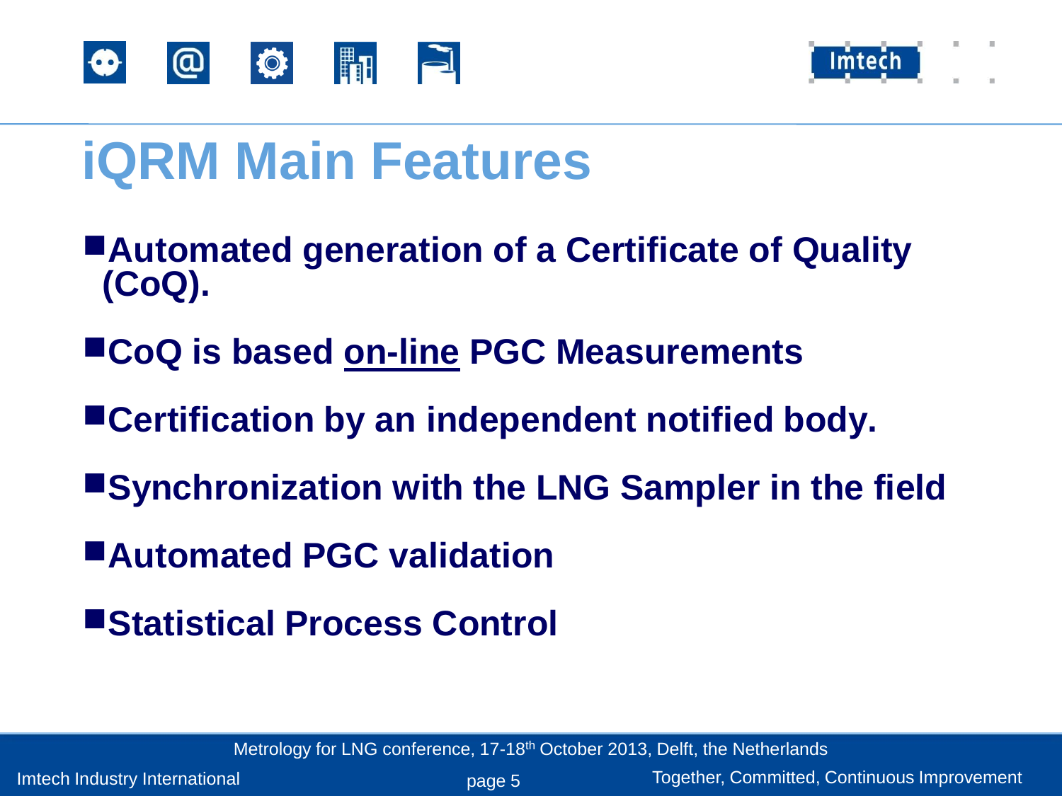# iQRM Main Features

- **Automated generation of a Certificate of Quality (CoQ).**
- **CoQ is based <u>on-line</u> PGC Measurements**
- **Certification by an independent notified body.**
- **Synchronization with the LNG Sampler in the field**
- **Automated PGC validation**
- **Statistical Process Control**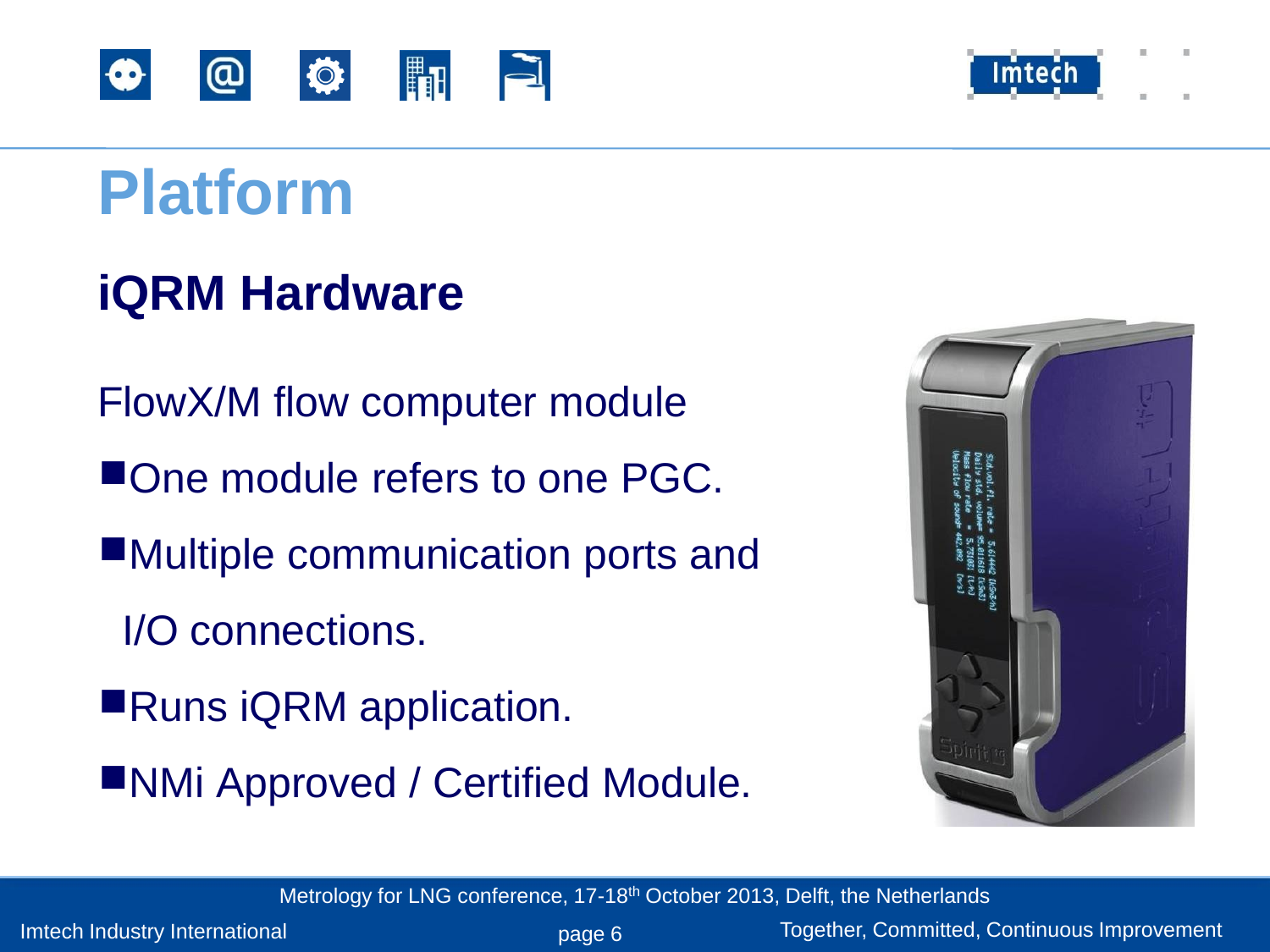# Platform

## iQRM Hardware

FlowX/M flow computer module

- One module refers to one PGC.
- Multiple communication ports and I/O connections.
- Runs iQRM application.
- NMi Approved / Certified Module.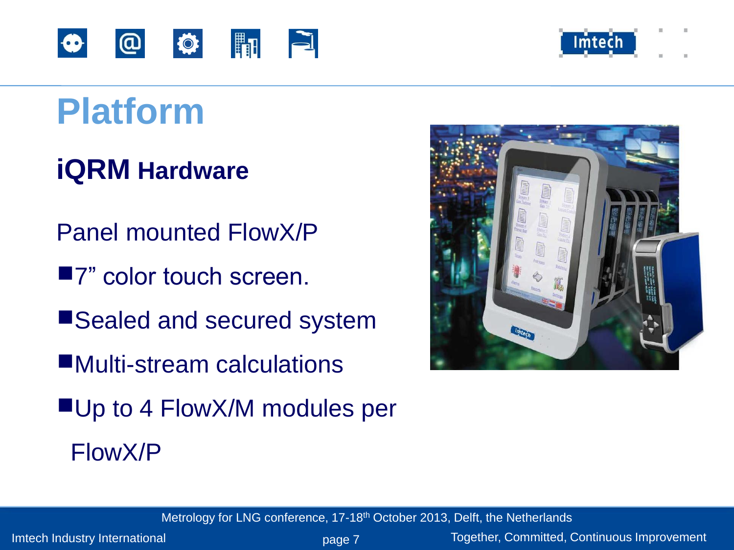# Platform

## iQRM Hardware

Panel mounted FlowX/P

- 7” color touch screen.
- Sealed and secured system
- Multi-stream calculations
- Up to 4 FlowX/M modules per FlowX/P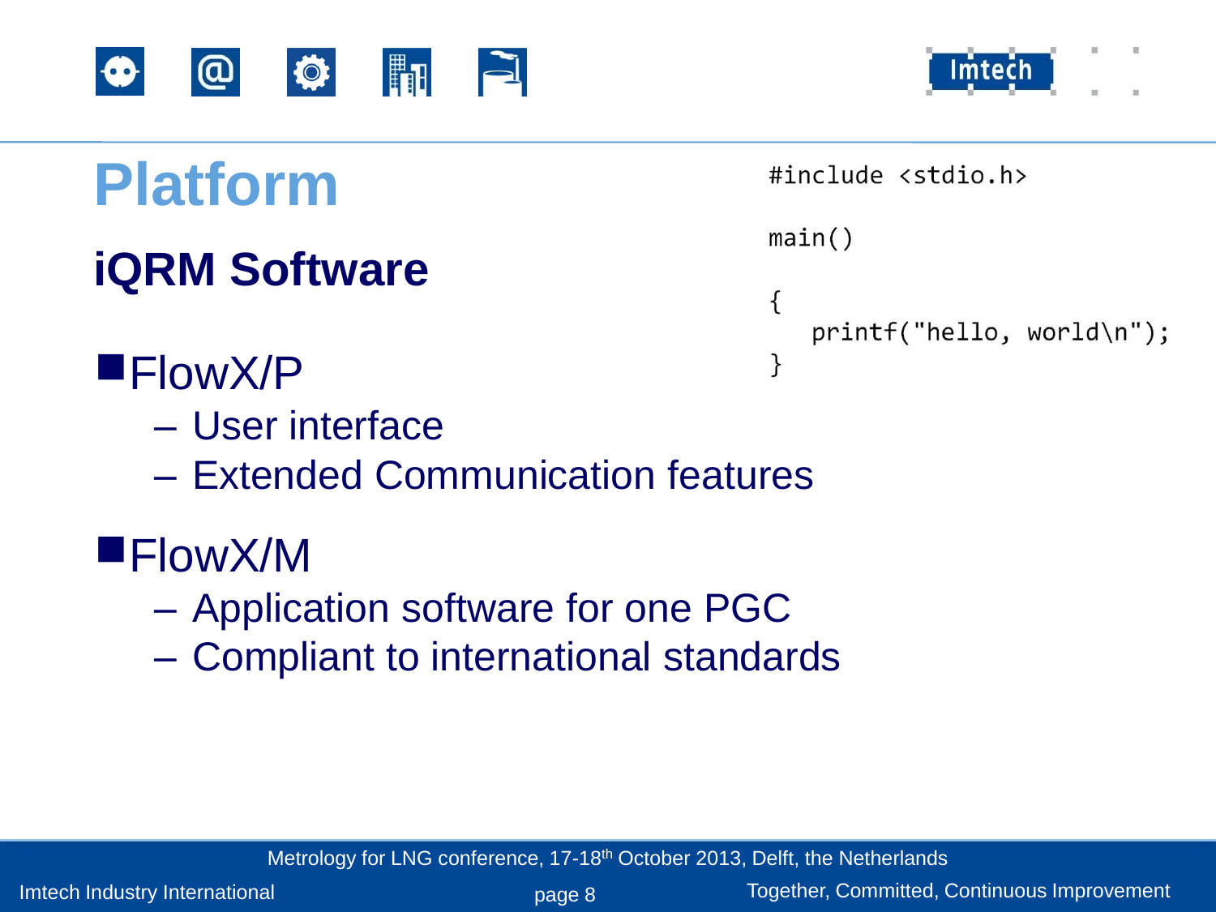# Platform

## iQRM Software

```
#include <stdio.h>

main()

{
   printf("hello, world\n");
}
```

- FlowX/P
  - User interface
  - Extended Communication features
- FlowX/M
  - Application software for one PGC
  - Compliant to international standards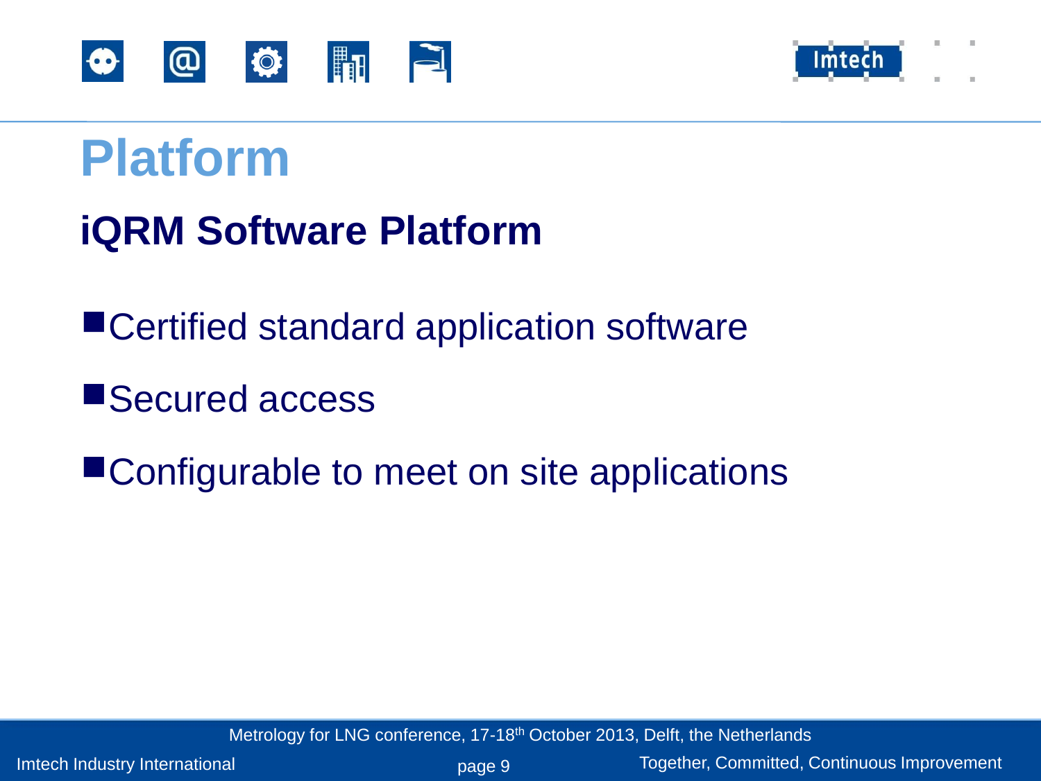# Platform

## iQRM Software Platform

- Certified standard application software
- Secured access
- Configurable to meet on site applications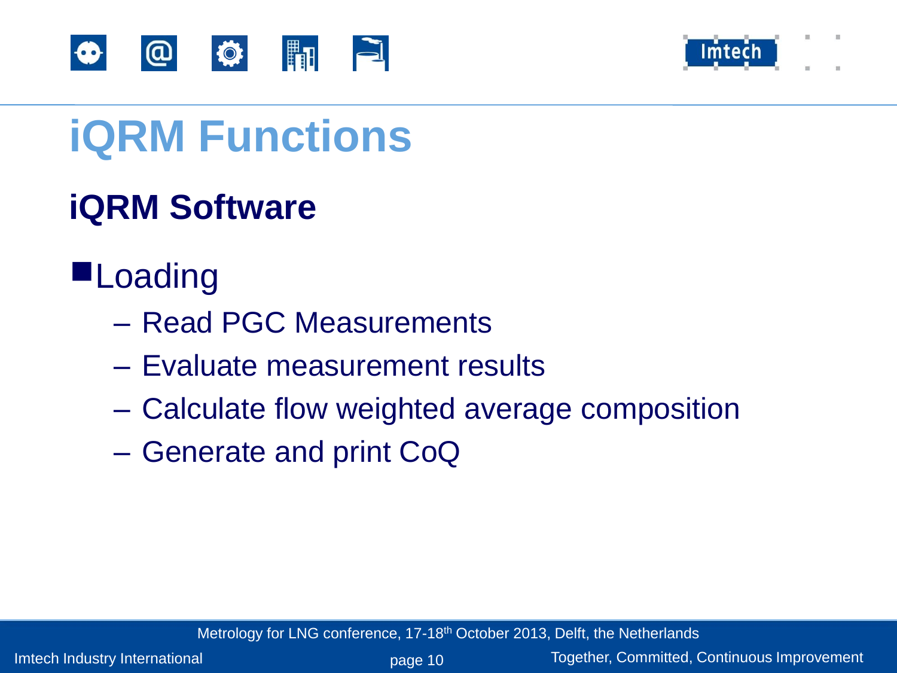# iQRM Functions

## iQRM Software

- Loading
  - Read PGC Measurements
  - Evaluate measurement results
  - Calculate flow weighted average composition
  - Generate and print CoQ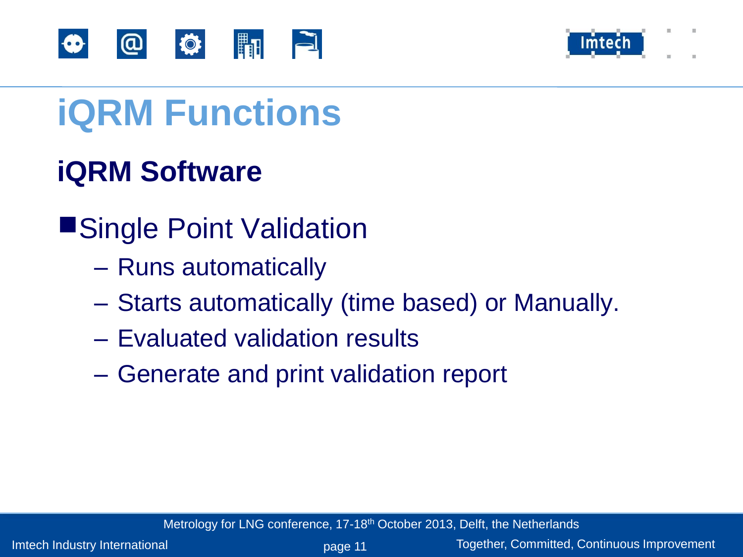# iQRM Functions

## iQRM Software

- Single Point Validation
  - Runs automatically
  - Starts automatically (time based) or Manually.
  - Evaluated validation results
  - Generate and print validation report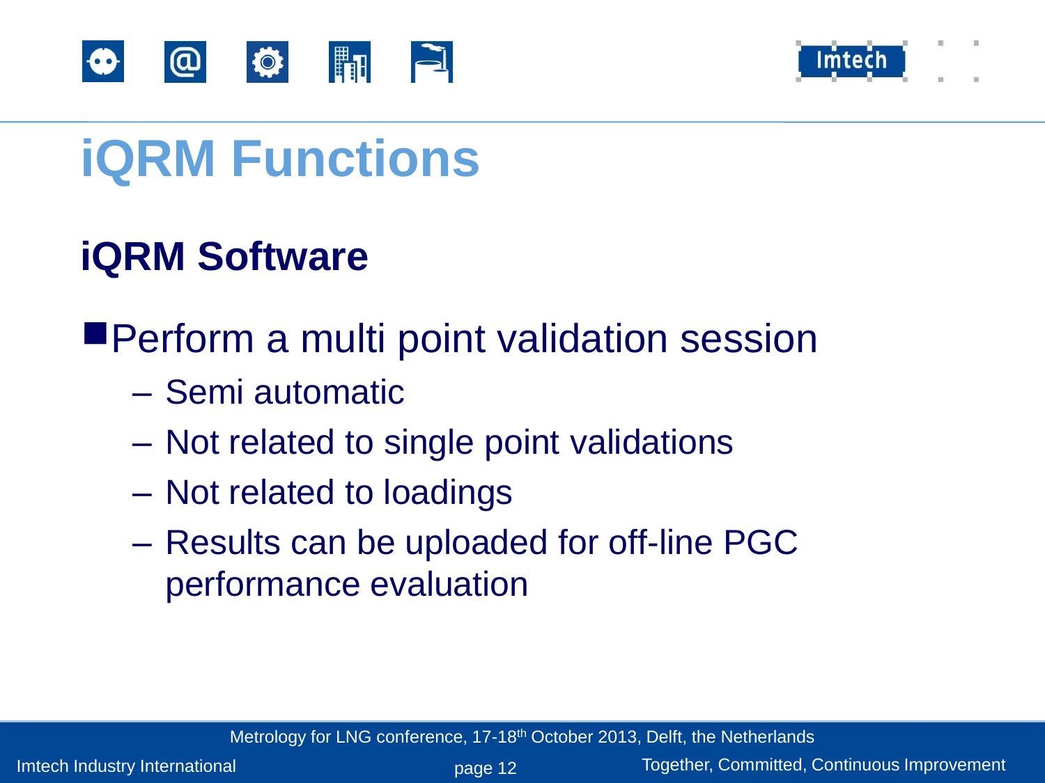# iQRM Functions

## iQRM Software

- Perform a multi point validation session
  - Semi automatic
  - Not related to single point validations
  - Not related to loadings
  - Results can be uploaded for off-line PGC performance evaluation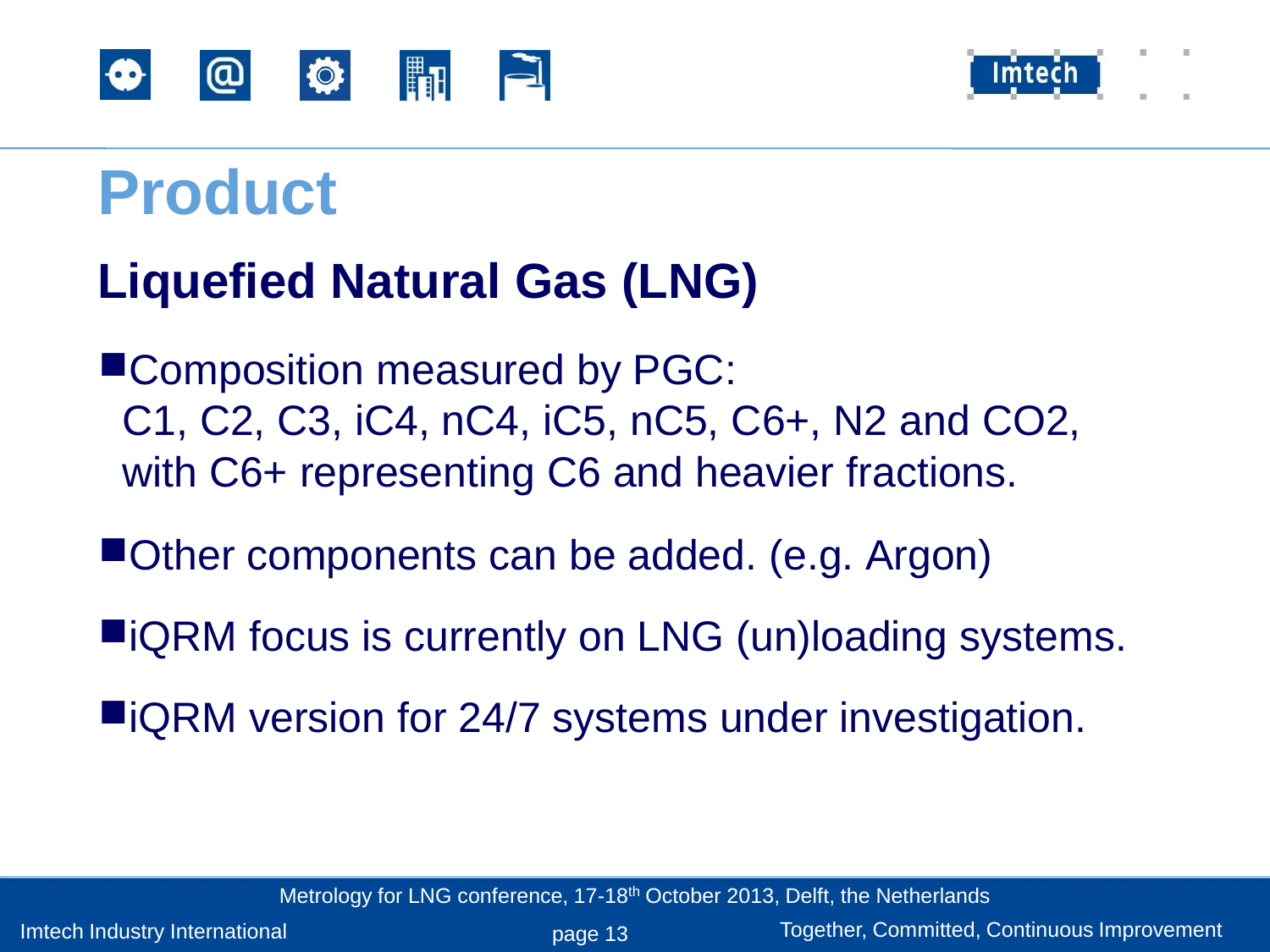# Product

## Liquefied Natural Gas (LNG)

- Composition measured by PGC:
  C1, C2, C3, iC4, nC4, iC5, nC5, C6+, N2 and CO2, with C6+ representing C6 and heavier fractions.
- Other components can be added. (e.g. Argon)
- iQRM focus is currently on LNG (un)loading systems.
- iQRM version for 24/7 systems under investigation.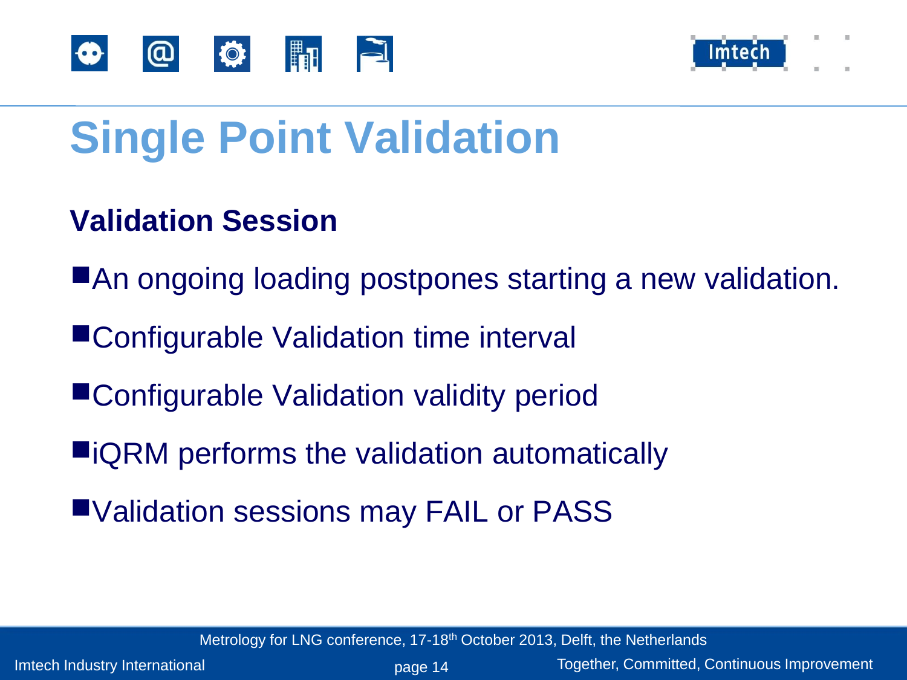# Single Point Validation

## Validation Session

- An ongoing loading postpones starting a new validation.
- Configurable Validation time interval
- Configurable Validation validity period
- iQRM performs the validation automatically
- Validation sessions may FAIL or PASS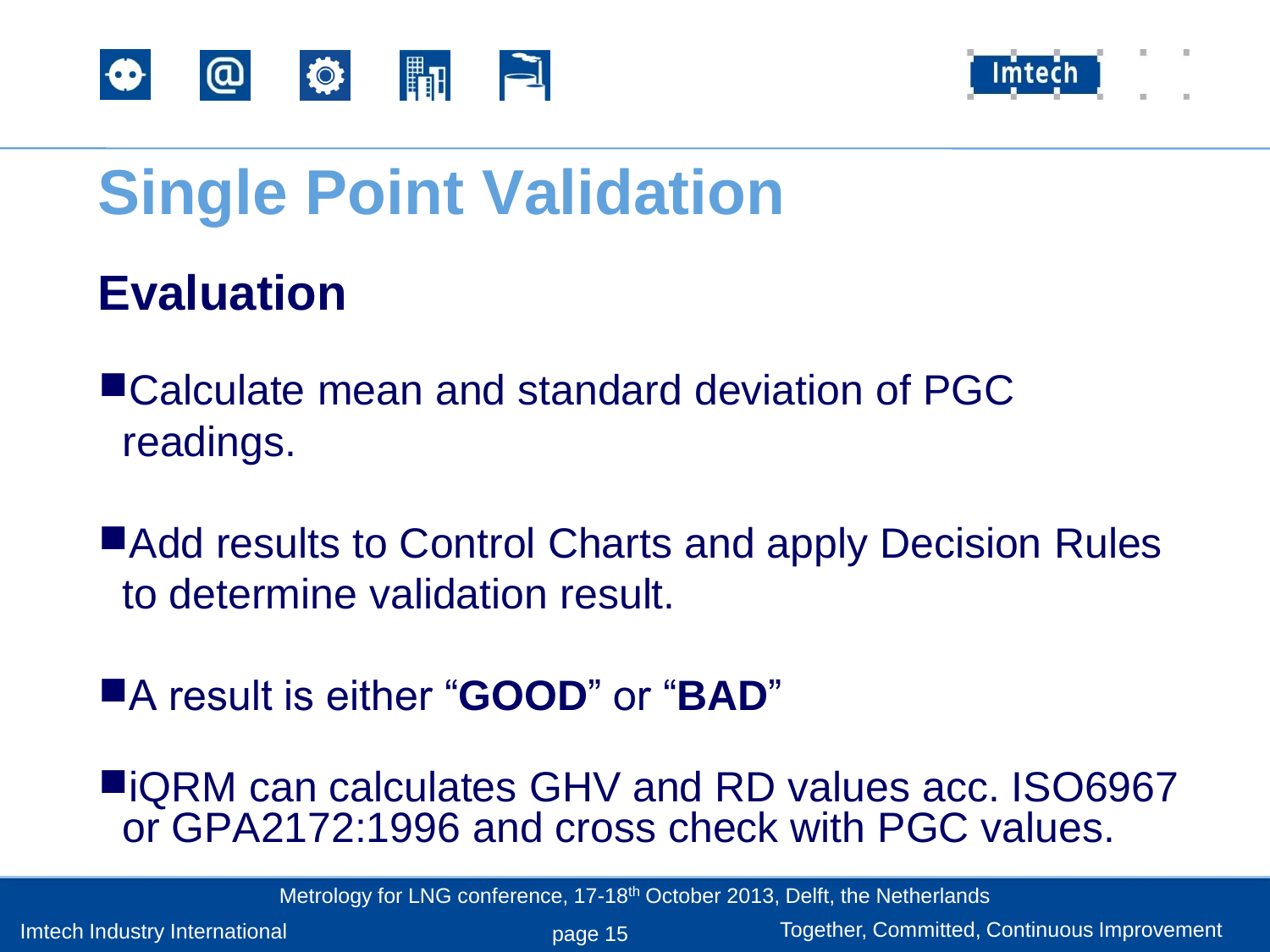# Single Point Validation

## Evaluation

- Calculate mean and standard deviation of PGC readings.
- Add results to Control Charts and apply Decision Rules to determine validation result.
- A result is either "**GOOD**" or "**BAD**"
- iQRM can calculates GHV and RD values acc. ISO6967 or GPA2172:1996 and cross check with PGC values.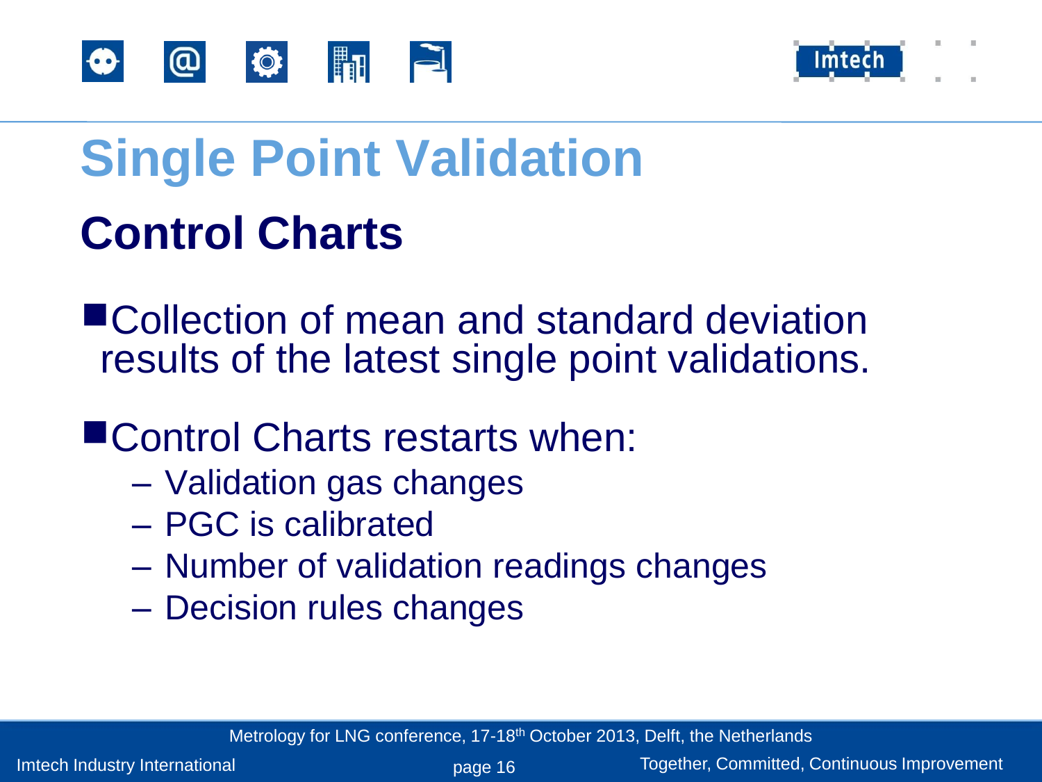# Single Point Validation

## Control Charts

- Collection of mean and standard deviation results of the latest single point validations.
- Control Charts restarts when:
  - Validation gas changes
  - PGC is calibrated
  - Number of validation readings changes
  - Decision rules changes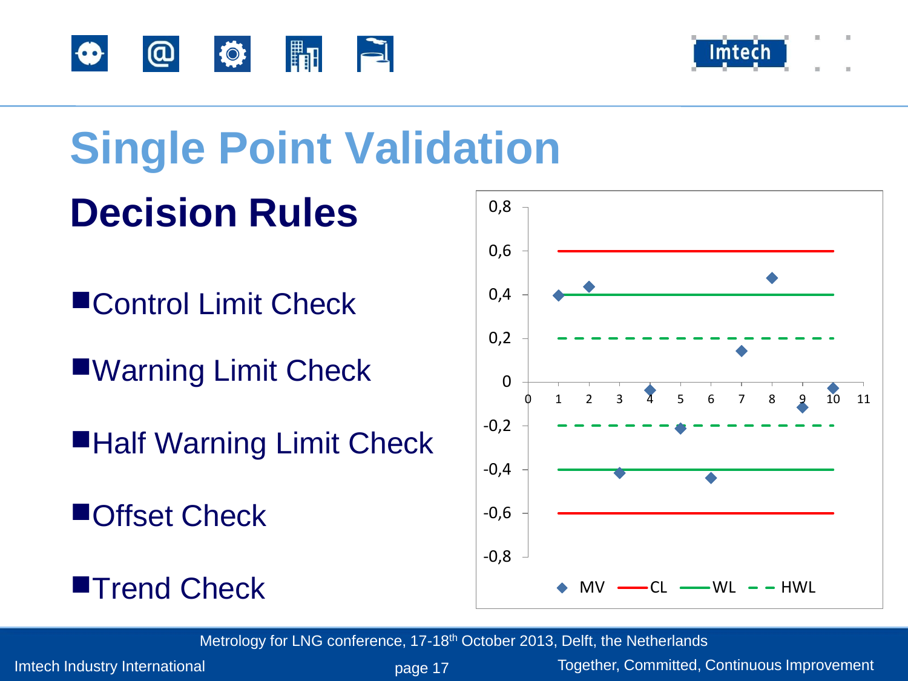# Single Point Validation

## Decision Rules

- Control Limit Check
- Warning Limit Check
- Half Warning Limit Check
- Offset Check
- Trend Check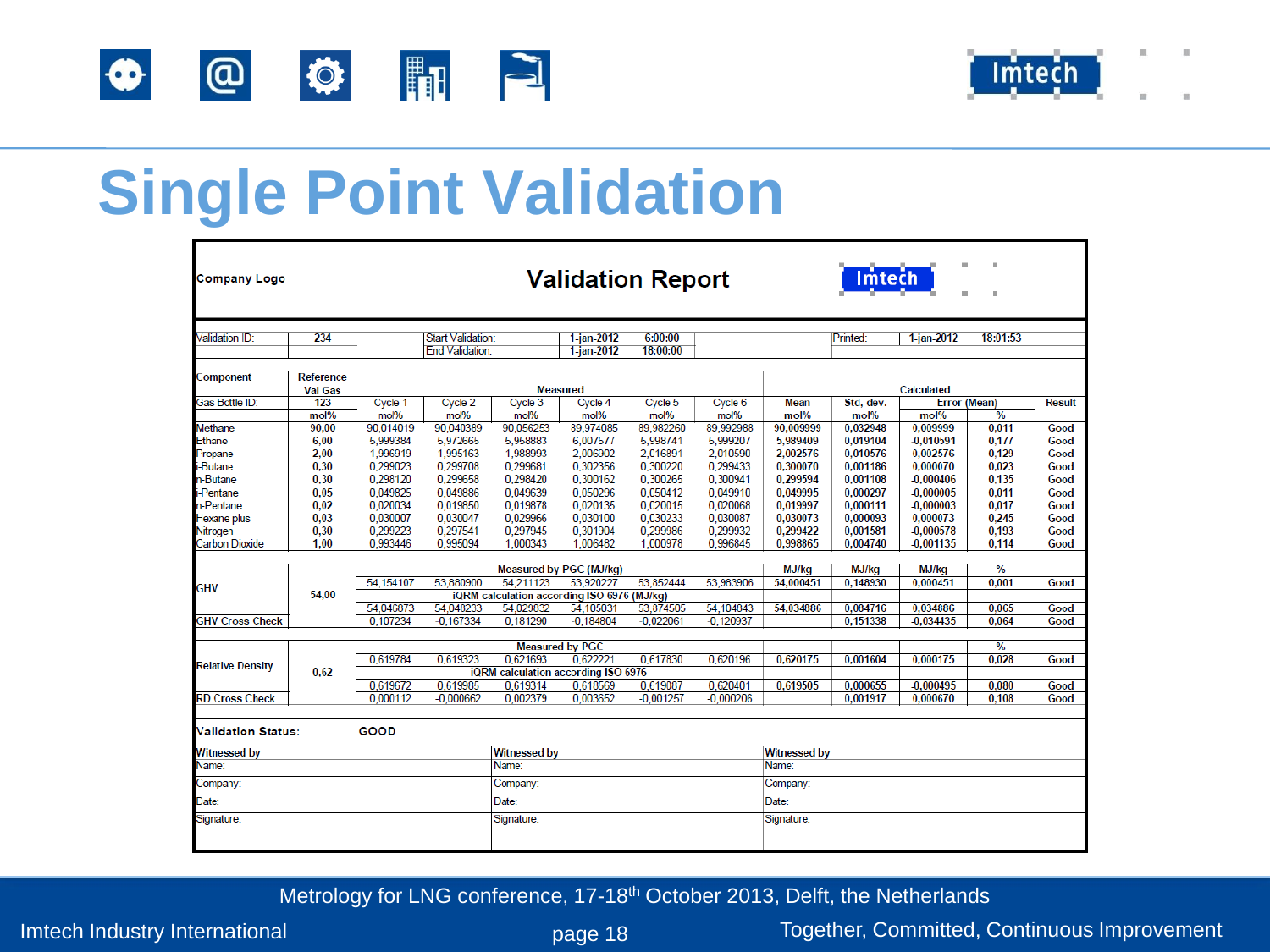# Single Point Validation

**Validation Report**

| Validation ID: | 234 | | Start Validation: | 1-jan-2012 | 6:00:00 | | Printed: | 1-jan-2012 | 18:01:53 | |
|---|---|---|---|---|---|---|---|---|---|---|
| | | | End Validation: | 1-jan-2012 | 18:00:00 | | | | | |

| Component | Reference Val Gas | Measured | | | | | | Calculated | | | | |
|---|---|---|---|---|---|---|---|---|---|---|---|---|
| Gas Bottle ID. | 123 | Cycle 1 | Cycle 2 | Cycle 3 | Cycle 4 | Cycle 5 | Cycle 6 | Mean | Std, dev. | Error (Mean) | | Result |
| | mol% | mol% | mol% | mol% | mol% | mol% | mol% | mol% | mol% | mol% | % | |
| Methane | 90,00 | 90,014019 | 90,040389 | 90,056253 | 89,974085 | 89,982260 | 89,992988 | 90,009999 | 0,032948 | 0,009999 | 0,011 | Good |
| Ethane | 6,00 | 5,999384 | 5,972665 | 5,958883 | 6,007577 | 5,998741 | 5,999207 | 5,989409 | 0,019104 | -0,010591 | 0,177 | Good |
| Propane | 2,00 | 1,996919 | 1,995163 | 1,988993 | 2,006902 | 2,016891 | 2,010590 | 2,002576 | 0,010576 | 0,002576 | 0,129 | Good |
| i-Butane | 0,30 | 0,299023 | 0,299708 | 0,299681 | 0,302356 | 0,300220 | 0,299433 | 0,300070 | 0,001186 | 0,000070 | 0,023 | Good |
| n-Butane | 0,30 | 0,298120 | 0,299658 | 0,298420 | 0,300162 | 0,300265 | 0,300941 | 0,299594 | 0,001108 | -0,000406 | 0,135 | Good |
| i-Pentane | 0,05 | 0,049825 | 0,049886 | 0,049639 | 0,050296 | 0,050412 | 0,049910 | 0,049995 | 0,000297 | -0,000005 | 0,011 | Good |
| n-Pentane | 0,02 | 0,020034 | 0,019850 | 0,019878 | 0,020135 | 0,020015 | 0,020068 | 0,019997 | 0,000111 | -0,000003 | 0,017 | Good |
| Hexane plus | 0,03 | 0,030007 | 0,030047 | 0,029966 | 0,030100 | 0,030233 | 0,030087 | 0,030073 | 0,000093 | 0,000073 | 0,245 | Good |
| Nitrogen | 0,30 | 0,299223 | 0,297541 | 0,297945 | 0,301904 | 0,299986 | 0,299932 | 0,299422 | 0,001581 | -0,000578 | 0,193 | Good |
| Carbon Dioxide | 1,00 | 0,993446 | 0,995094 | 1,000343 | 1,006482 | 1,000978 | 0,996845 | 0,998865 | 0,004740 | -0,001135 | 0,114 | Good |

| | | Measured by PGC (MJ/kg) | | | | | | MJ/kg | MJ/kg | MJ/kg | % | |
|---|---|---|---|---|---|---|---|---|---|---|---|---|
| GHV | 54,00 | 54,154107 | 53,880900 | 54,211123 | 53,920227 | 53,852444 | 53,983906 | 54,000451 | 0,148930 | 0,000451 | 0,001 | Good |
| | | iQRM calculation according ISO 6976 (MJ/kg) | | | | | | | | | | |
| | | 54,046873 | 54,048233 | 54,029832 | 54,105031 | 53,874505 | 54,104843 | 54,034886 | 0,084716 | 0,034886 | 0,065 | Good |
| GHV Cross Check | | 0,107234 | -0,167334 | 0,181290 | -0,184804 | -0,022061 | -0,120937 | | 0,151338 | -0,034435 | 0,064 | Good |

| | | Measured by PGC | | | | | | | | | % | |
|---|---|---|---|---|---|---|---|---|---|---|---|---|
| Relative Density | 0,62 | 0,619784 | 0,619323 | 0,621693 | 0,622221 | 0,617830 | 0,620196 | 0,620175 | 0,001604 | 0,000175 | 0,028 | Good |
| | | iQRM calculation according ISO 6976 | | | | | | | | | | |
| | | 0,619672 | 0,619985 | 0,619314 | 0,618569 | 0,619087 | 0,620401 | 0,619505 | 0,000655 | -0,000495 | 0,080 | Good |
| RD Cross Check | | 0,000112 | -0,000662 | 0,002379 | 0,003652 | -0,001257 | -0,000206 | | 0,001917 | 0,000670 | 0,108 | Good |

**Validation Status:** GOOD

| Witnessed by | Witnessed by | Witnessed by |
|---|---|---|
| Name: | Name: | Name: |
| Company: | Company: | Company: |
| Date: | Date: | Date: |
| Signature: | Signature: | Signature: |

Metrology for LNG conference, 17-18th October 2013, Delft, the Netherlands

Imtech Industry International — Together, Committed, Continuous Improvement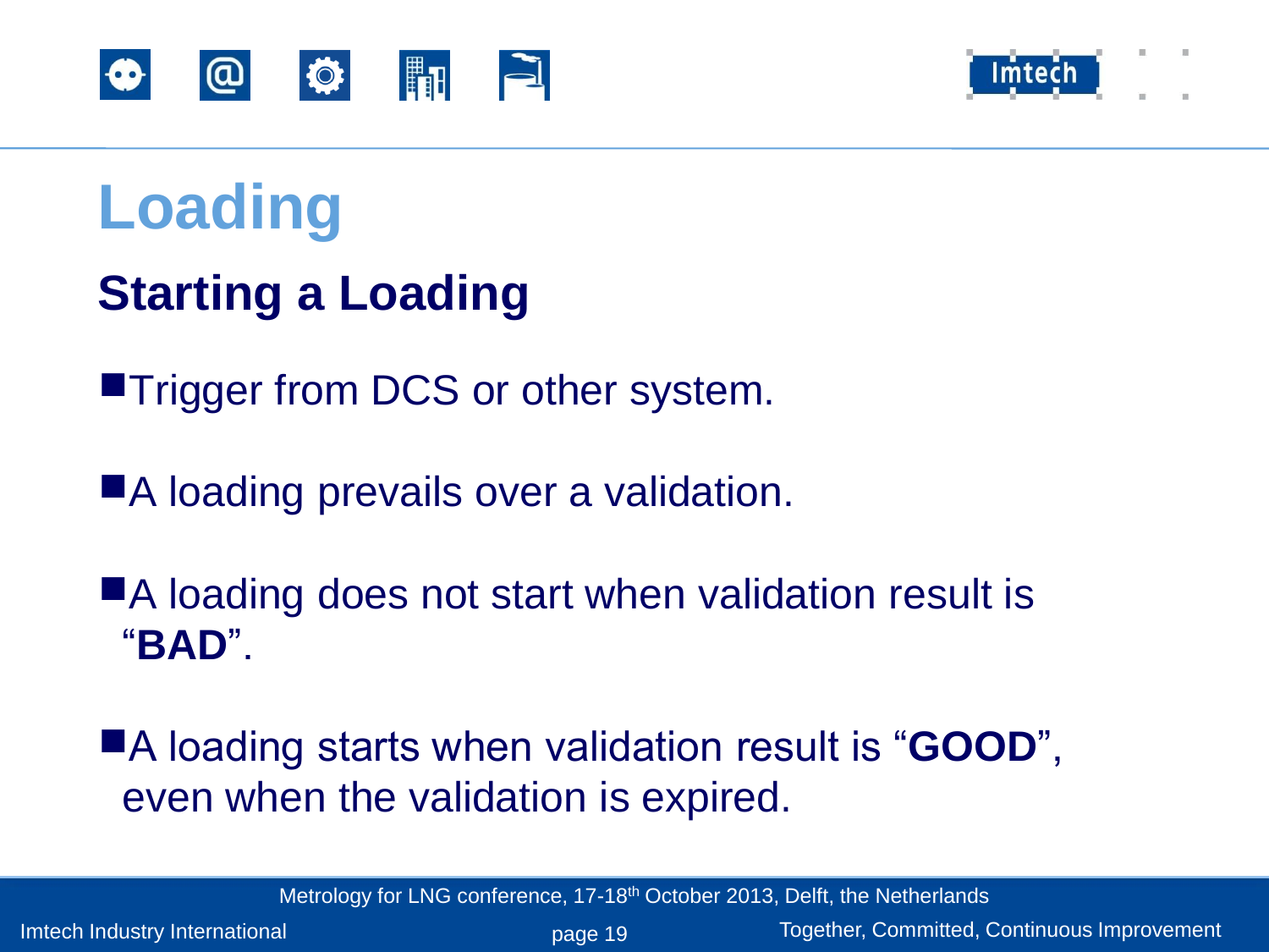# Loading

## Starting a Loading

- Trigger from DCS or other system.
- A loading prevails over a validation.
- A loading does not start when validation result is "**BAD**".
- A loading starts when validation result is "**GOOD**", even when the validation is expired.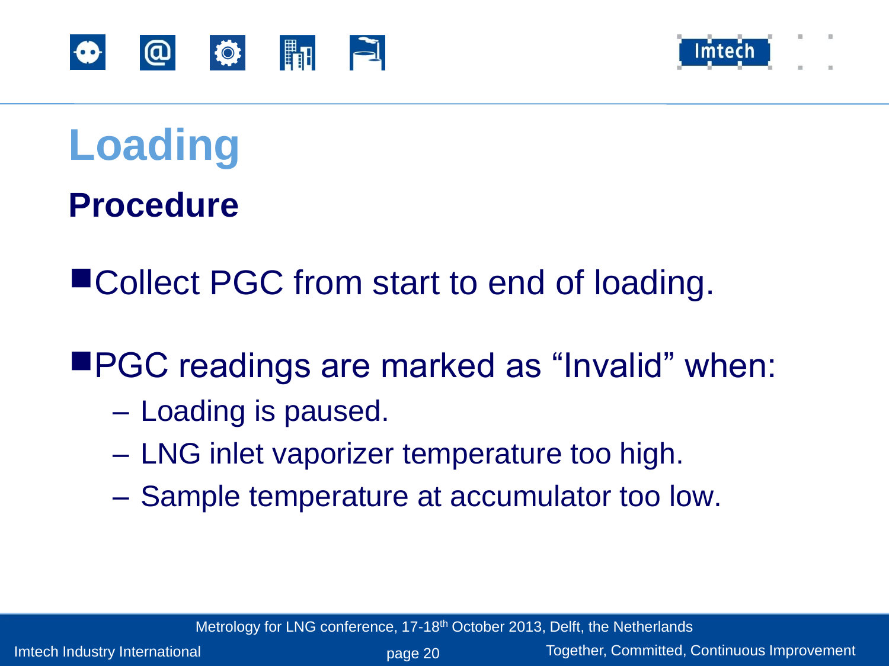# Loading

## Procedure

- Collect PGC from start to end of loading.

- PGC readings are marked as “Invalid” when:
  - Loading is paused.
  - LNG inlet vaporizer temperature too high.
  - Sample temperature at accumulator too low.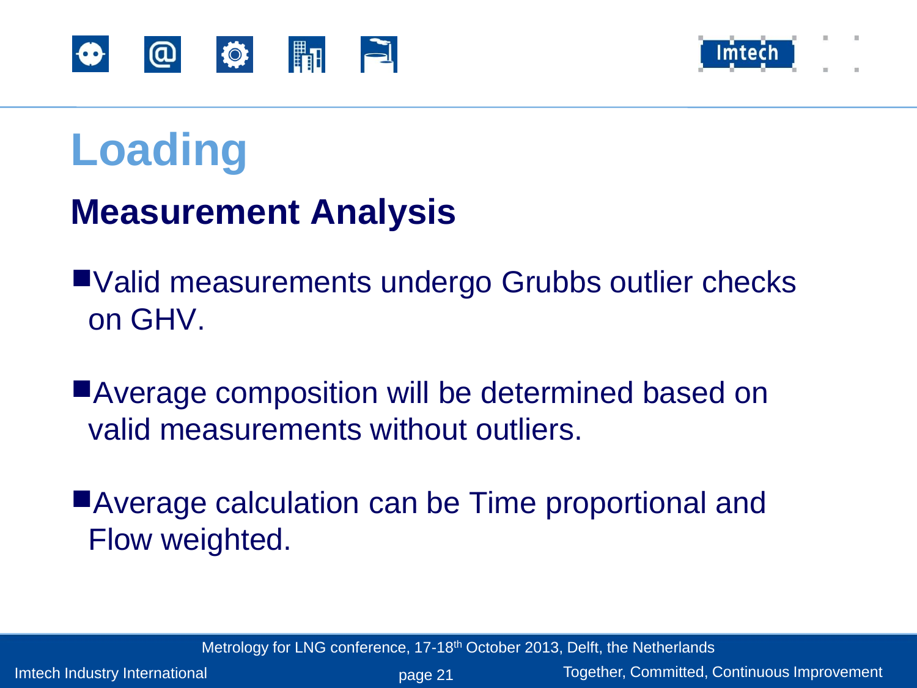# Loading

## Measurement Analysis

- Valid measurements undergo Grubbs outlier checks on GHV.

- Average composition will be determined based on valid measurements without outliers.

- Average calculation can be Time proportional and Flow weighted.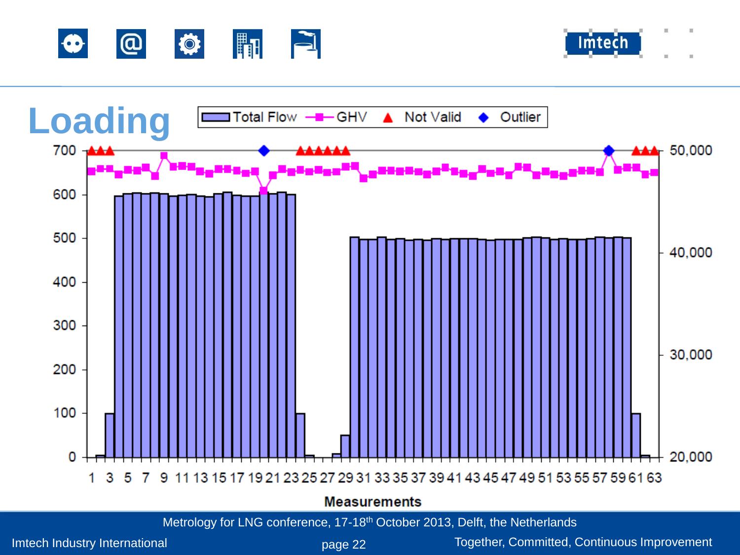# Loading

Total Flow | GHV | Not Valid | Outlier

Measurements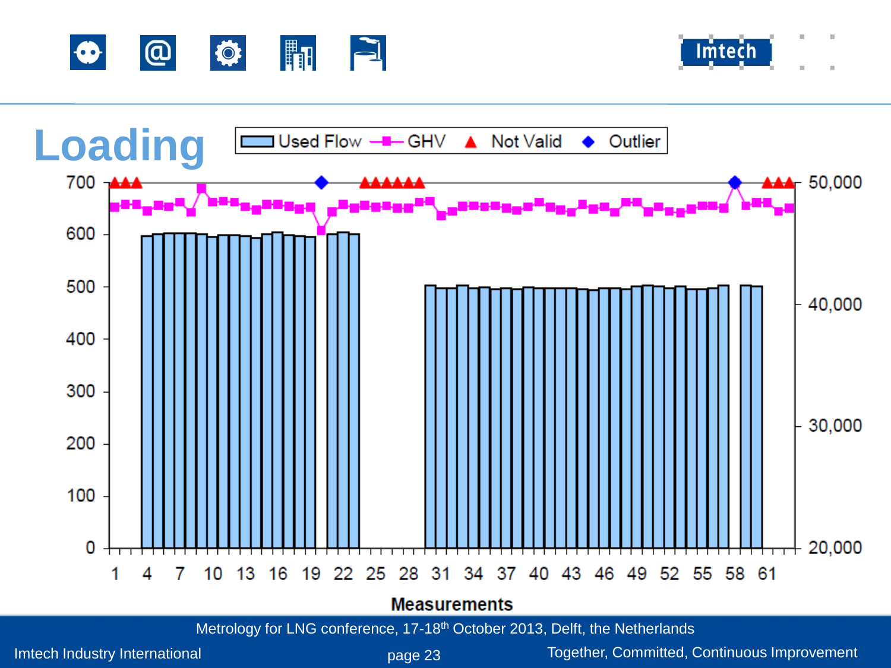# Loading

Used Flow — GHV — Not Valid — Outlier

Left axis: 0, 100, 200, 300, 400, 500, 600, 700

Right axis: 20,000, 30,000, 40,000, 50,000

Measurements: 1, 4, 7, 10, 13, 16, 19, 22, 25, 28, 31, 34, 37, 40, 43, 46, 49, 52, 55, 58, 61

**Measurements**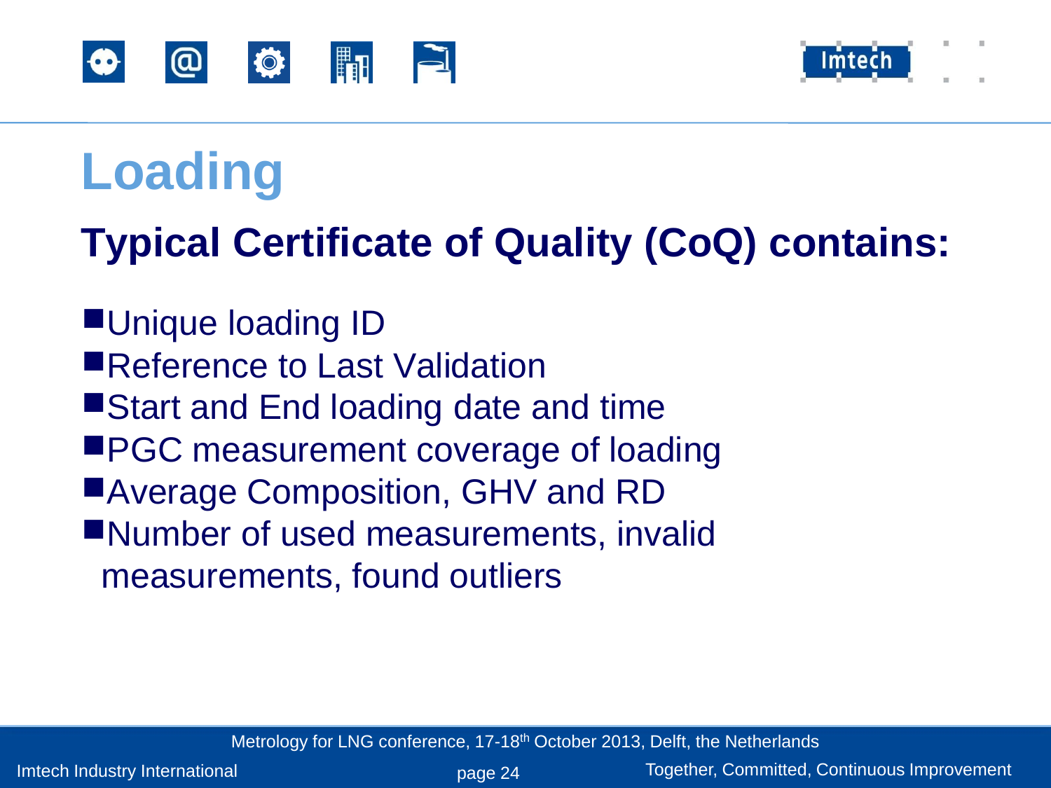# Loading

## Typical Certificate of Quality (CoQ) contains:

- Unique loading ID
- Reference to Last Validation
- Start and End loading date and time
- PGC measurement coverage of loading
- Average Composition, GHV and RD
- Number of used measurements, invalid measurements, found outliers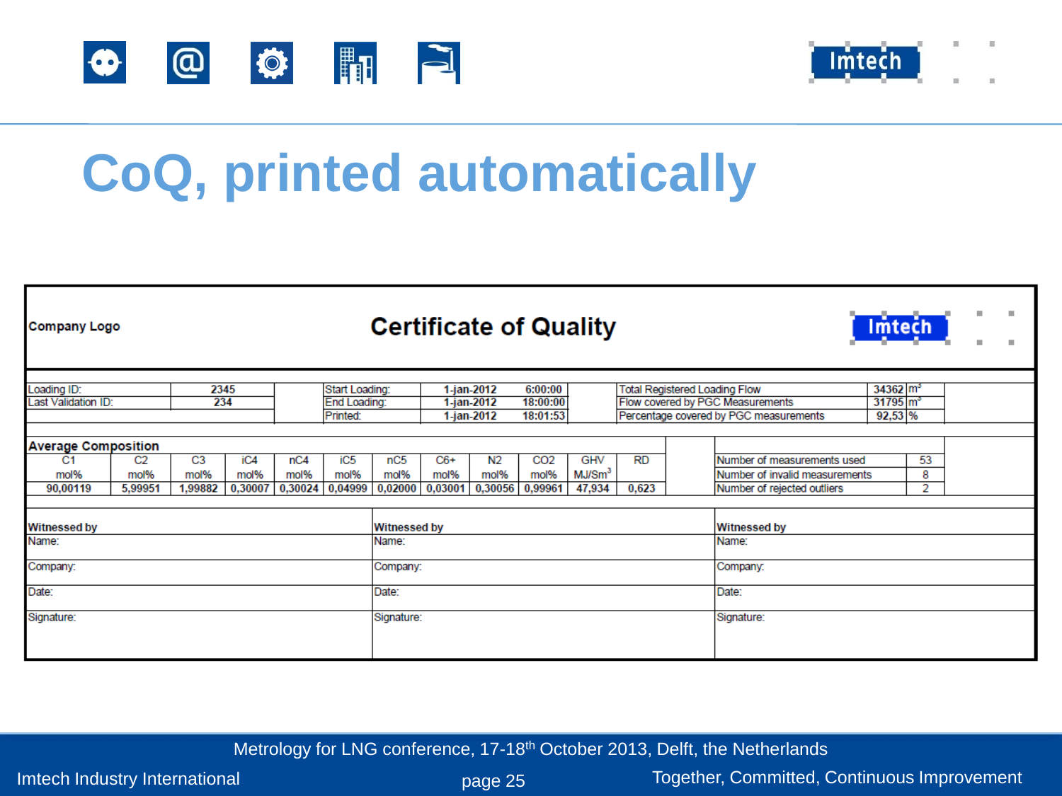# CoQ, printed automatically

**Company Logo** | **Certificate of Quality** | Imtech

| Loading ID: | 2345 | Start Loading: | 1-jan-2012 | 6:00:00 | Total Registered Loading Flow | 34362 | $m^3$ |
|---|---|---|---|---|---|---|---|
| Last Validation ID: | 234 | End Loading: | 1-jan-2012 | 18:00:00 | Flow covered by PGC Measurements | 31795 | $m^3$ |
| | | Printed: | 1-jan-2012 | 18:01:53 | Percentage covered by PGC measurements | 92,53 | % |

**Average Composition**

| C1 | C2 | C3 | iC4 | nC4 | iC5 | nC5 | C6+ | N2 | CO2 | GHV | RD |
|---|---|---|---|---|---|---|---|---|---|---|---|
| mol% | mol% | mol% | mol% | mol% | mol% | mol% | mol% | mol% | mol% | MJ/Sm$^3$ | |
| 90,00119 | 5,99951 | 1,99882 | 0,30007 | 0,30024 | 0,04999 | 0,02000 | 0,03001 | 0,30056 | 0,99961 | 47,934 | 0,623 |

| | |
|---|---|
| Number of measurements used | 53 |
| Number of invalid measurements | 8 |
| Number of rejected outliers | 2 |

| **Witnessed by** | **Witnessed by** | **Witnessed by** |
|---|---|---|
| Name: | Name: | Name: |
| Company: | Company: | Company: |
| Date: | Date: | Date: |
| Signature: | Signature: | Signature: |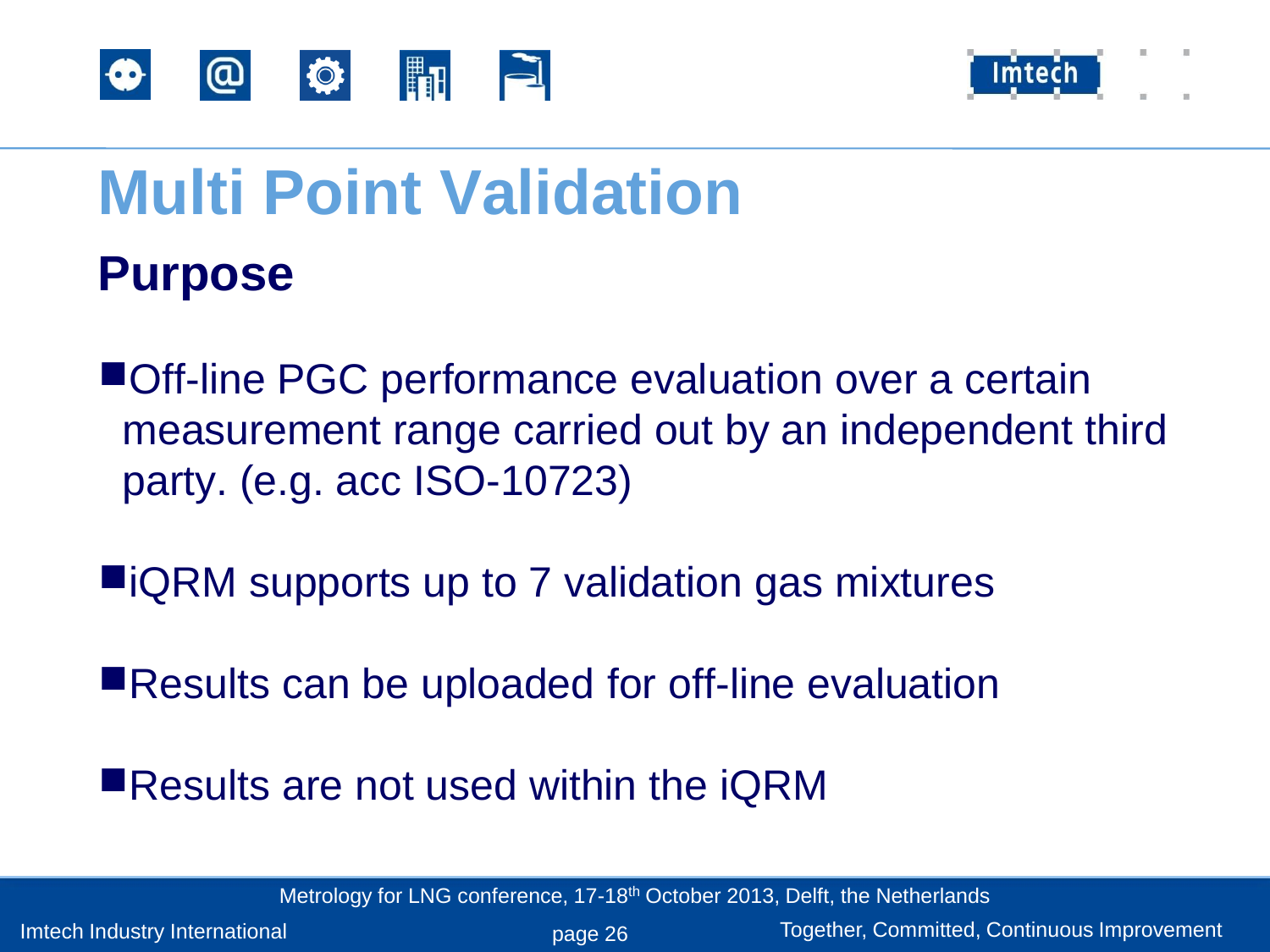# Multi Point Validation

## Purpose

- Off-line PGC performance evaluation over a certain measurement range carried out by an independent third party. (e.g. acc ISO-10723)
- iQRM supports up to 7 validation gas mixtures
- Results can be uploaded for off-line evaluation
- Results are not used within the iQRM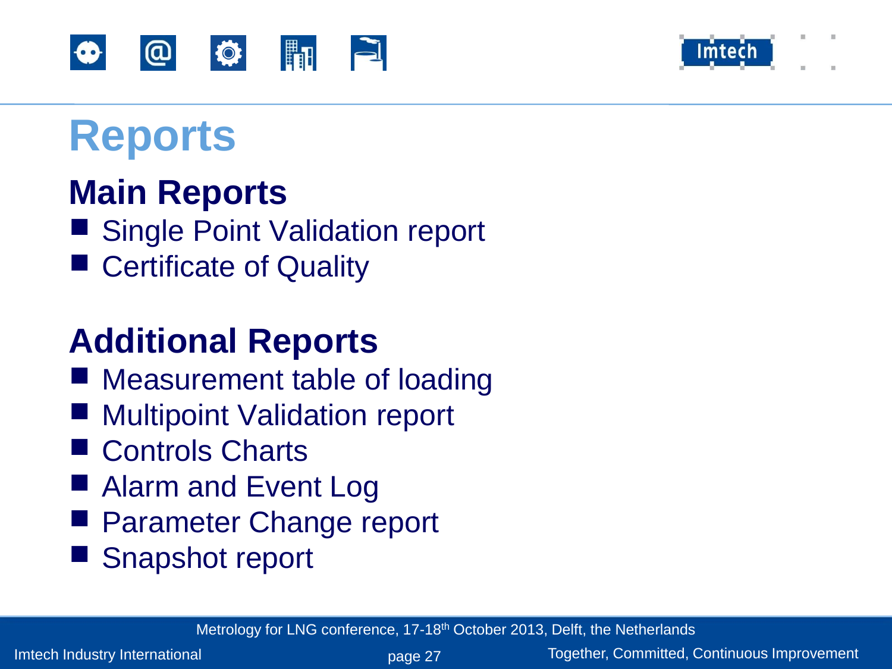# Reports

## Main Reports

- Single Point Validation report
- Certificate of Quality

## Additional Reports

- Measurement table of loading
- Multipoint Validation report
- Controls Charts
- Alarm and Event Log
- Parameter Change report
- Snapshot report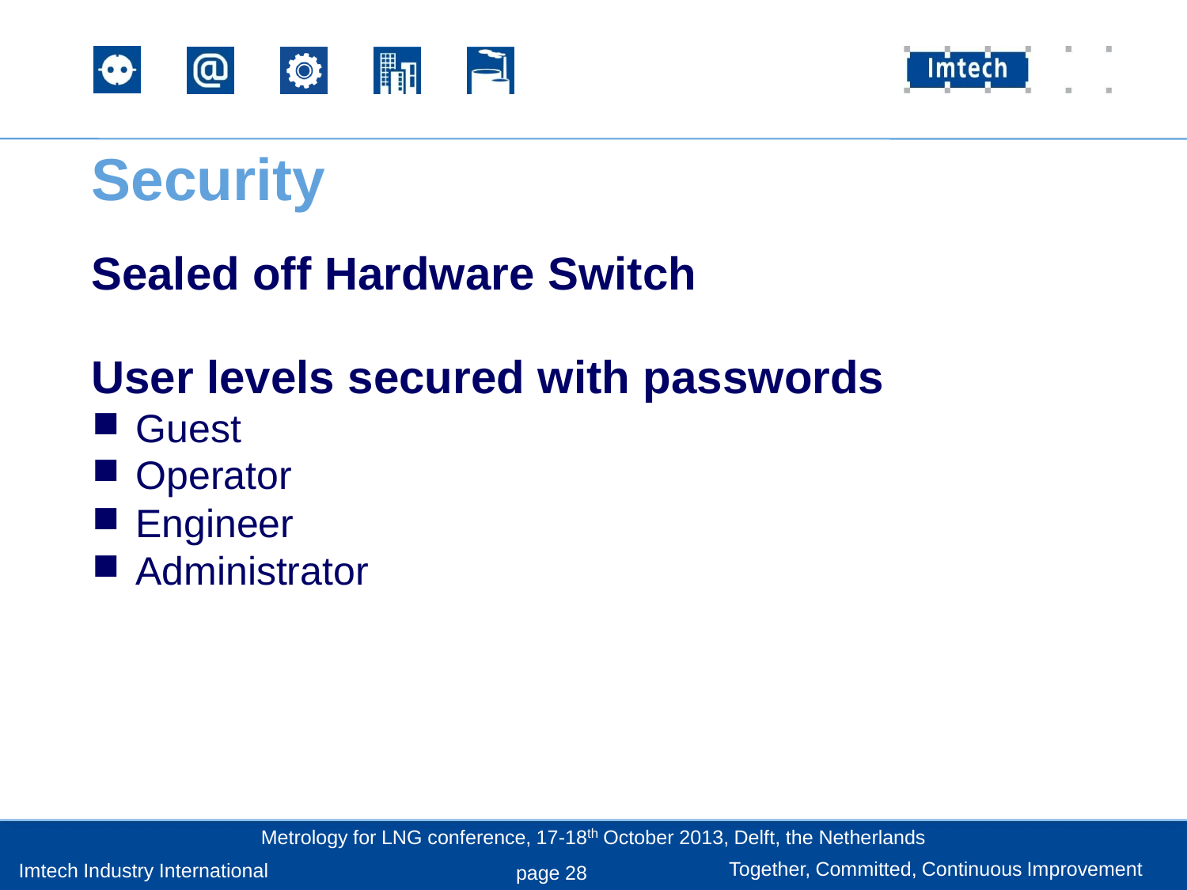# Security

## Sealed off Hardware Switch

## User levels secured with passwords

- Guest
- Operator
- Engineer
- Administrator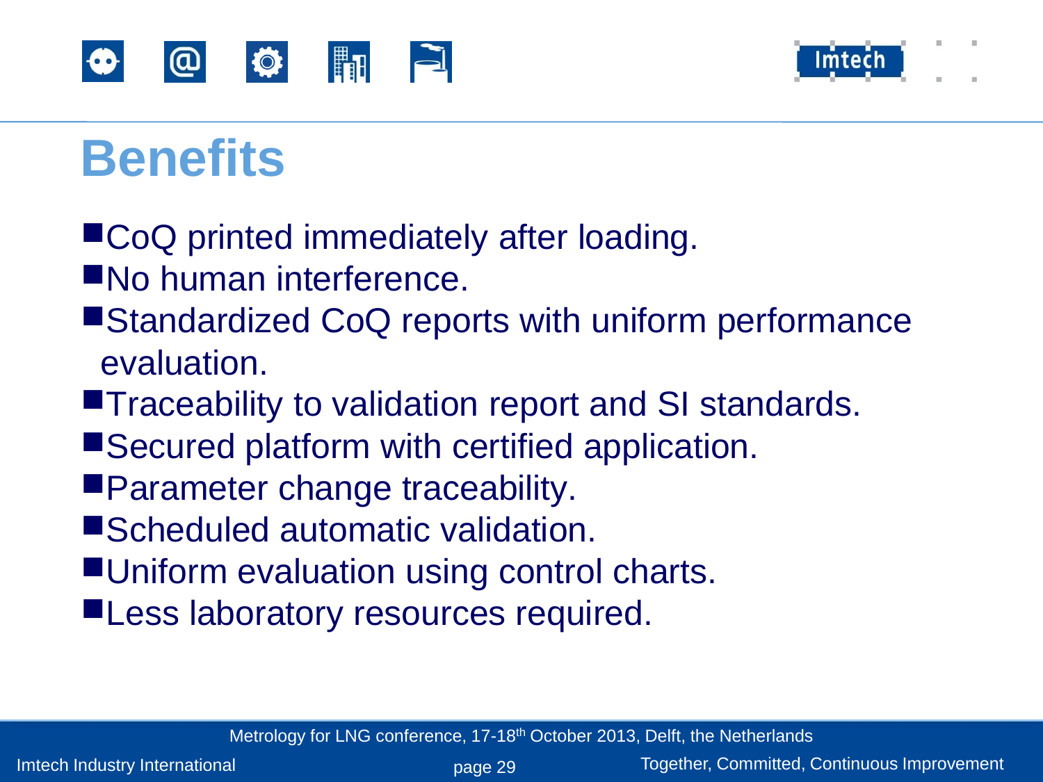# Benefits

- CoQ printed immediately after loading.
- No human interference.
- Standardized CoQ reports with uniform performance evaluation.
- Traceability to validation report and SI standards.
- Secured platform with certified application.
- Parameter change traceability.
- Scheduled automatic validation.
- Uniform evaluation using control charts.
- Less laboratory resources required.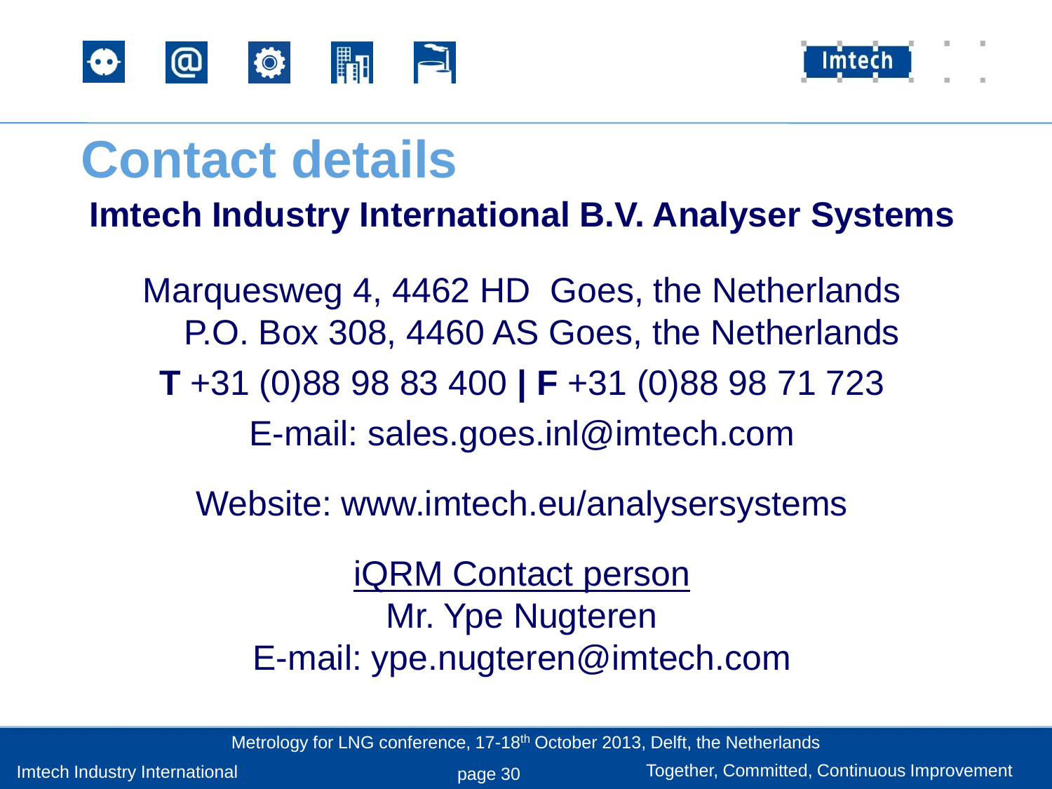# Contact details

**Imtech Industry International B.V. Analyser Systems**

Marquesweg 4, 4462 HD Goes, the Netherlands
P.O. Box 308, 4460 AS Goes, the Netherlands

**T** +31 (0)88 98 83 400 **|** **F** +31 (0)88 98 71 723

E-mail: sales.goes.inl@imtech.com

Website: www.imtech.eu/analysersystems

iQRM Contact person
Mr. Ype Nugteren
E-mail: ype.nugteren@imtech.com